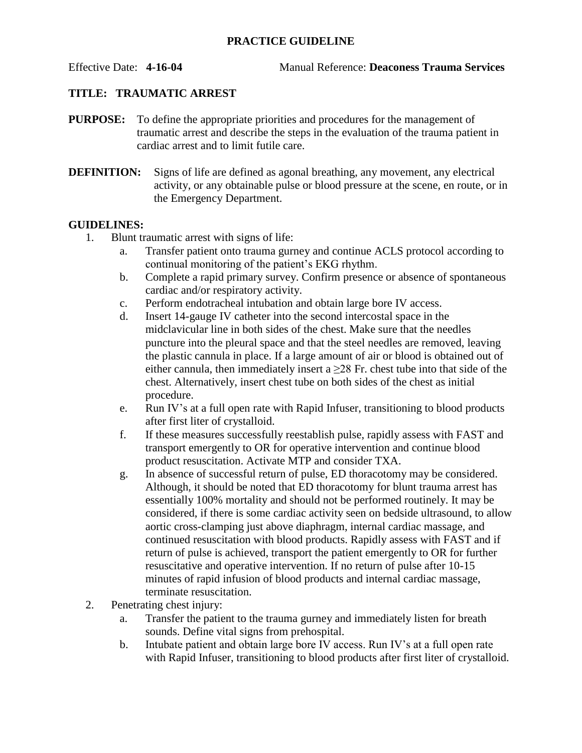**PRACTICE GUIDELINE**

Effective Date: **4-16-04** Manual Reference: **Deaconess Trauma Services**

**TITLE: TRAUMATIC ARREST**

**PURPOSE:** To define the appropriate priorities and procedures for the management of traumatic arrest and describe the steps in the evaluation of the trauma patient in cardiac arrest and to limit futile care.

**DEFINITION:** Signs of life are defined as agonal breathing, any movement, any electrical activity, or any obtainable pulse or blood pressure at the scene, en route, or in the Emergency Department.

**GUIDELINES:**

1. Blunt traumatic arrest with signs of life:
   a. Transfer patient onto trauma gurney and continue ACLS protocol according to continual monitoring of the patient's EKG rhythm.
   b. Complete a rapid primary survey. Confirm presence or absence of spontaneous cardiac and/or respiratory activity.
   c. Perform endotracheal intubation and obtain large bore IV access.
   d. Insert 14-gauge IV catheter into the second intercostal space in the midclavicular line in both sides of the chest. Make sure that the needles puncture into the pleural space and that the steel needles are removed, leaving the plastic cannula in place. If a large amount of air or blood is obtained out of either cannula, then immediately insert a ≥28 Fr. chest tube into that side of the chest. Alternatively, insert chest tube on both sides of the chest as initial procedure.
   e. Run IV's at a full open rate with Rapid Infuser, transitioning to blood products after first liter of crystalloid.
   f. If these measures successfully reestablish pulse, rapidly assess with FAST and transport emergently to OR for operative intervention and continue blood product resuscitation. Activate MTP and consider TXA.
   g. In absence of successful return of pulse, ED thoracotomy may be considered. Although, it should be noted that ED thoracotomy for blunt trauma arrest has essentially 100% mortality and should not be performed routinely. It may be considered, if there is some cardiac activity seen on bedside ultrasound, to allow aortic cross-clamping just above diaphragm, internal cardiac massage, and continued resuscitation with blood products. Rapidly assess with FAST and if return of pulse is achieved, transport the patient emergently to OR for further resuscitative and operative intervention. If no return of pulse after 10-15 minutes of rapid infusion of blood products and internal cardiac massage, terminate resuscitation.
2. Penetrating chest injury:
   a. Transfer the patient to the trauma gurney and immediately listen for breath sounds. Define vital signs from prehospital.
   b. Intubate patient and obtain large bore IV access. Run IV's at a full open rate with Rapid Infuser, transitioning to blood products after first liter of crystalloid.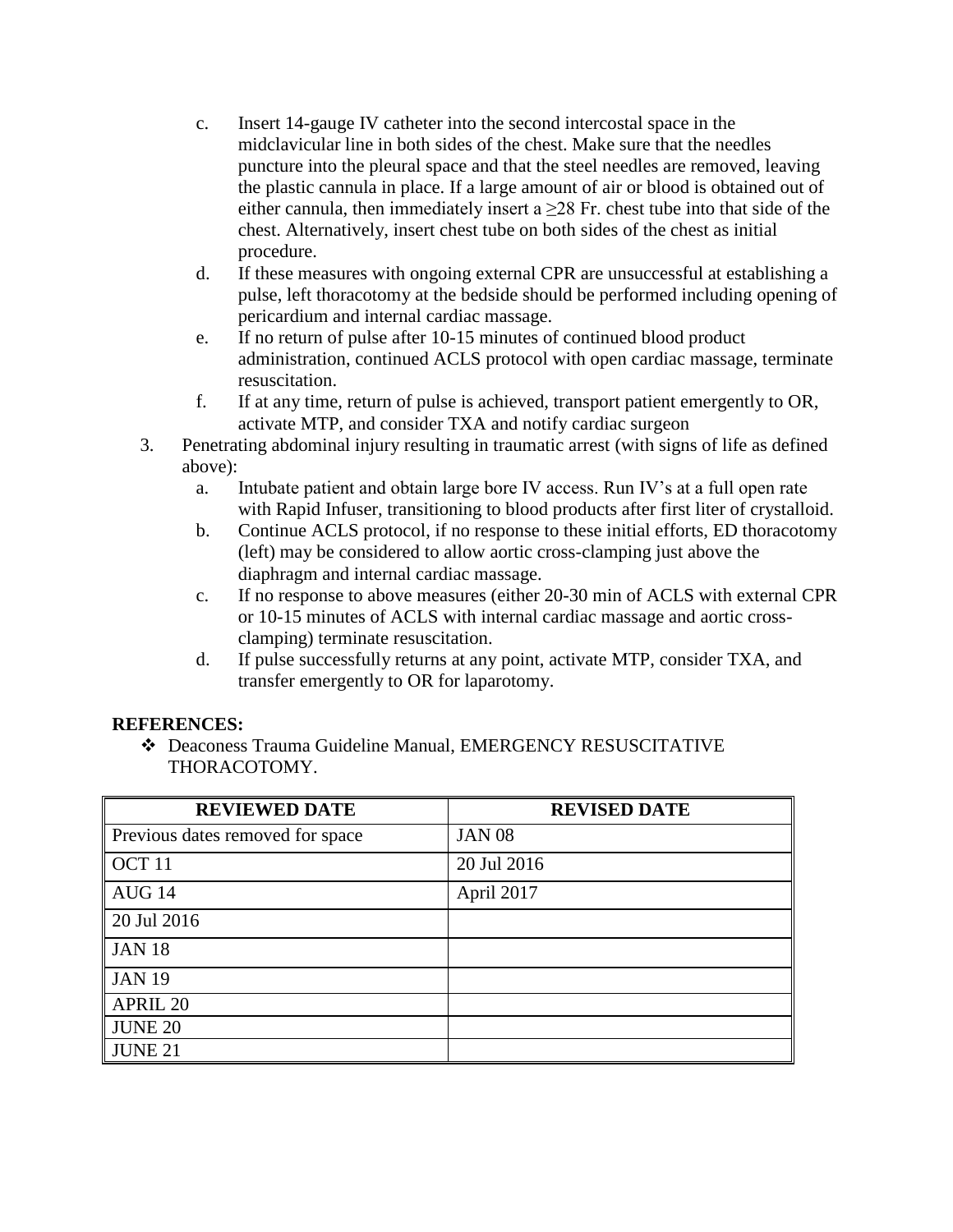c. Insert 14-gauge IV catheter into the second intercostal space in the midclavicular line in both sides of the chest. Make sure that the needles puncture into the pleural space and that the steel needles are removed, leaving the plastic cannula in place. If a large amount of air or blood is obtained out of either cannula, then immediately insert a $\geq$28 Fr. chest tube into that side of the chest. Alternatively, insert chest tube on both sides of the chest as initial procedure.

d. If these measures with ongoing external CPR are unsuccessful at establishing a pulse, left thoracotomy at the bedside should be performed including opening of pericardium and internal cardiac massage.

e. If no return of pulse after 10-15 minutes of continued blood product administration, continued ACLS protocol with open cardiac massage, terminate resuscitation.

f. If at any time, return of pulse is achieved, transport patient emergently to OR, activate MTP, and consider TXA and notify cardiac surgeon

3. Penetrating abdominal injury resulting in traumatic arrest (with signs of life as defined above):

   a. Intubate patient and obtain large bore IV access. Run IV's at a full open rate with Rapid Infuser, transitioning to blood products after first liter of crystalloid.

   b. Continue ACLS protocol, if no response to these initial efforts, ED thoracotomy (left) may be considered to allow aortic cross-clamping just above the diaphragm and internal cardiac massage.

   c. If no response to above measures (either 20-30 min of ACLS with external CPR or 10-15 minutes of ACLS with internal cardiac massage and aortic cross-clamping) terminate resuscitation.

   d. If pulse successfully returns at any point, activate MTP, consider TXA, and transfer emergently to OR for laparotomy.

**REFERENCES:**

- Deaconess Trauma Guideline Manual, EMERGENCY RESUSCITATIVE THORACOTOMY.

| REVIEWED DATE | REVISED DATE |
|---|---|
| Previous dates removed for space | JAN 08 |
| OCT 11 | 20 Jul 2016 |
| AUG 14 | April 2017 |
| 20 Jul 2016 | |
| JAN 18 | |
| JAN 19 | |
| APRIL 20 | |
| JUNE 20 | |
| JUNE 21 | |